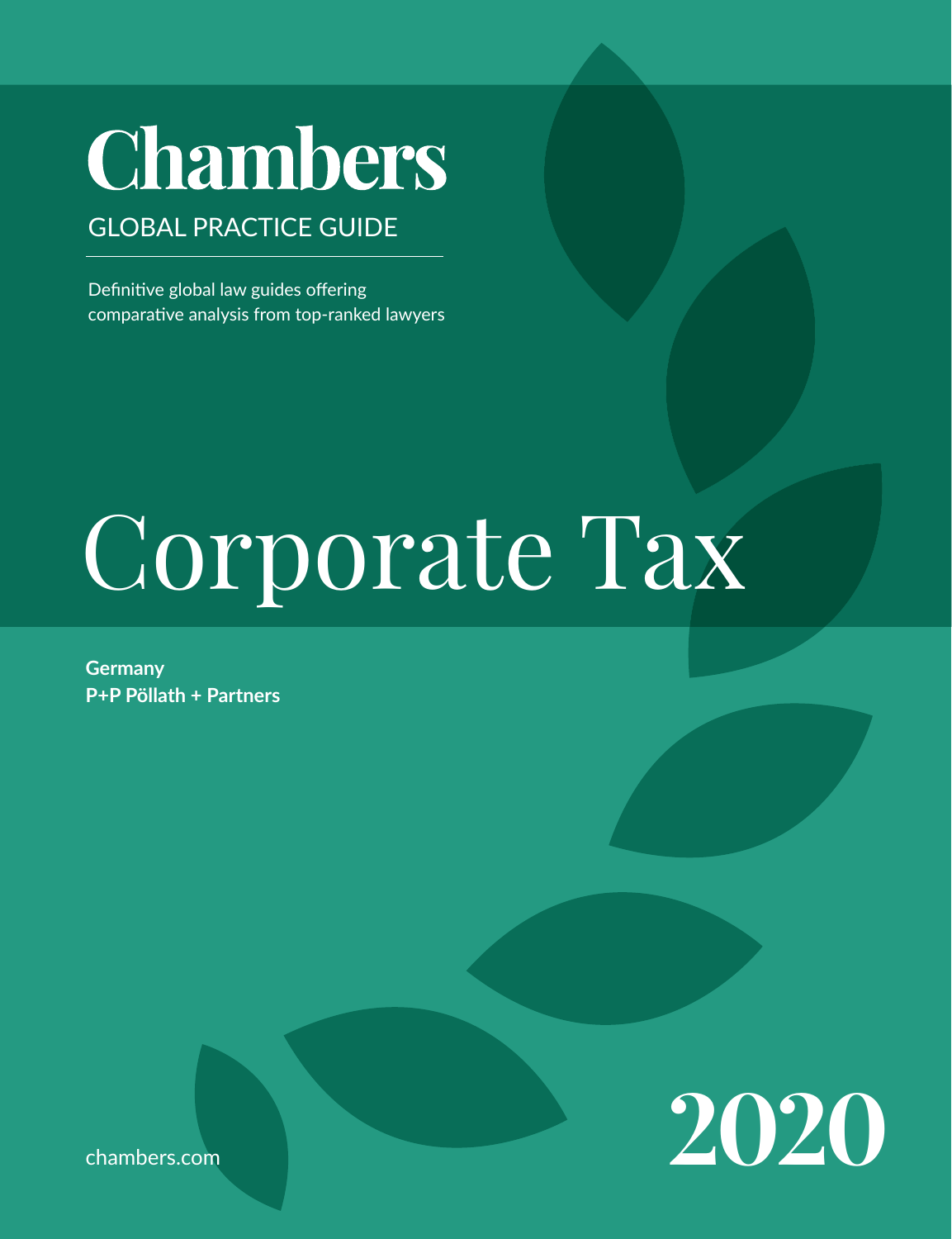# Chambers

GLOBAL PRACTICE GUIDE

Definitive global law guides offering comparative analysis from top-ranked lawyers

# Corporate Tax

**Germany**
**P+P Pöllath + Partners**

chambers.com

2020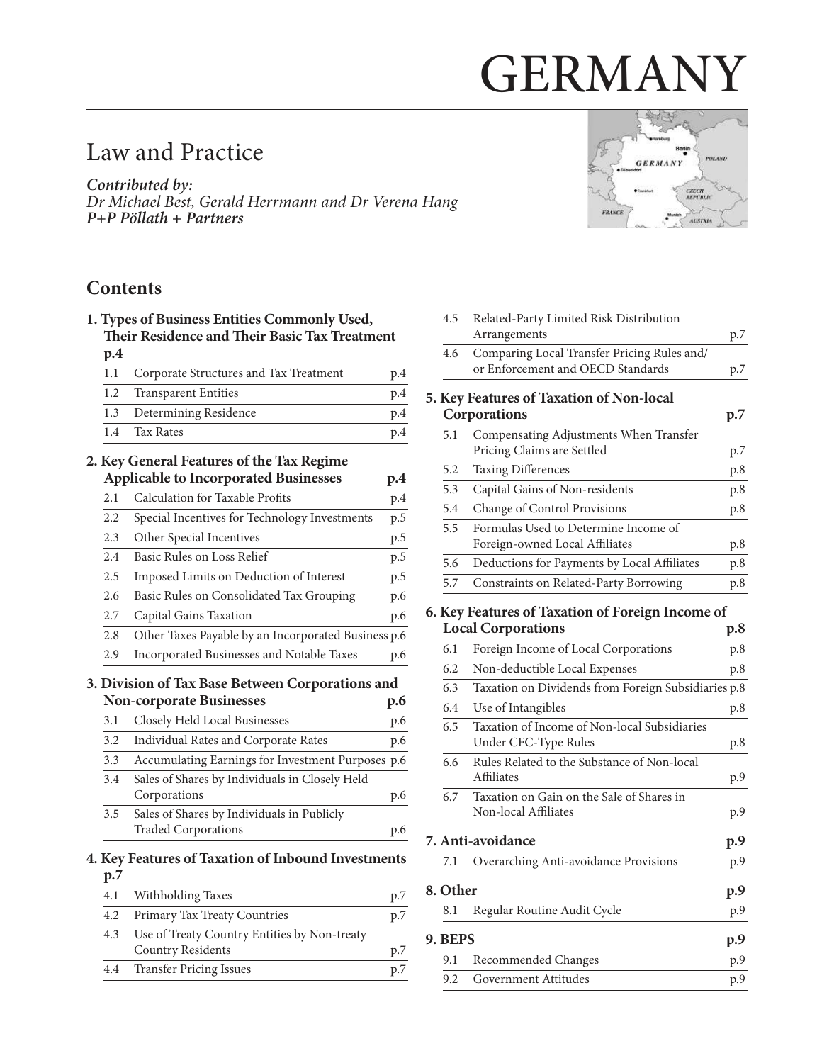# GERMANY

## Law and Practice

***Contributed by:***
***Dr Michael Best, Gerald Herrmann and Dr Verena Hang***
***P+P Pöllath + Partners***

## Contents

**1. Types of Business Entities Commonly Used, Their Residence and Their Basic Tax Treatment p.4**

| | | |
|---|---|---|
| 1.1 | Corporate Structures and Tax Treatment | p.4 |
| 1.2 | Transparent Entities | p.4 |
| 1.3 | Determining Residence | p.4 |
| 1.4 | Tax Rates | p.4 |

**2. Key General Features of the Tax Regime Applicable to Incorporated Businesses p.4**

| | | |
|---|---|---|
| 2.1 | Calculation for Taxable Profits | p.4 |
| 2.2 | Special Incentives for Technology Investments | p.5 |
| 2.3 | Other Special Incentives | p.5 |
| 2.4 | Basic Rules on Loss Relief | p.5 |
| 2.5 | Imposed Limits on Deduction of Interest | p.5 |
| 2.6 | Basic Rules on Consolidated Tax Grouping | p.6 |
| 2.7 | Capital Gains Taxation | p.6 |
| 2.8 | Other Taxes Payable by an Incorporated Business | p.6 |
| 2.9 | Incorporated Businesses and Notable Taxes | p.6 |

**3. Division of Tax Base Between Corporations and Non-corporate Businesses p.6**

| | | |
|---|---|---|
| 3.1 | Closely Held Local Businesses | p.6 |
| 3.2 | Individual Rates and Corporate Rates | p.6 |
| 3.3 | Accumulating Earnings for Investment Purposes | p.6 |
| 3.4 | Sales of Shares by Individuals in Closely Held Corporations | p.6 |
| 3.5 | Sales of Shares by Individuals in Publicly Traded Corporations | p.6 |

**4. Key Features of Taxation of Inbound Investments p.7**

| | | |
|---|---|---|
| 4.1 | Withholding Taxes | p.7 |
| 4.2 | Primary Tax Treaty Countries | p.7 |
| 4.3 | Use of Treaty Country Entities by Non-treaty Country Residents | p.7 |
| 4.4 | Transfer Pricing Issues | p.7 |
| 4.5 | Related-Party Limited Risk Distribution Arrangements | p.7 |
| 4.6 | Comparing Local Transfer Pricing Rules and/or Enforcement and OECD Standards | p.7 |

**5. Key Features of Taxation of Non-local Corporations p.7**

| | | |
|---|---|---|
| 5.1 | Compensating Adjustments When Transfer Pricing Claims are Settled | p.7 |
| 5.2 | Taxing Differences | p.8 |
| 5.3 | Capital Gains of Non-residents | p.8 |
| 5.4 | Change of Control Provisions | p.8 |
| 5.5 | Formulas Used to Determine Income of Foreign-owned Local Affiliates | p.8 |
| 5.6 | Deductions for Payments by Local Affiliates | p.8 |
| 5.7 | Constraints on Related-Party Borrowing | p.8 |

**6. Key Features of Taxation of Foreign Income of Local Corporations p.8**

| | | |
|---|---|---|
| 6.1 | Foreign Income of Local Corporations | p.8 |
| 6.2 | Non-deductible Local Expenses | p.8 |
| 6.3 | Taxation on Dividends from Foreign Subsidiaries | p.8 |
| 6.4 | Use of Intangibles | p.8 |
| 6.5 | Taxation of Income of Non-local Subsidiaries Under CFC-Type Rules | p.8 |
| 6.6 | Rules Related to the Substance of Non-local Affiliates | p.9 |
| 6.7 | Taxation on Gain on the Sale of Shares in Non-local Affiliates | p.9 |

**7. Anti-avoidance p.9**

| | | |
|---|---|---|
| 7.1 | Overarching Anti-avoidance Provisions | p.9 |

**8. Other p.9**

| | | |
|---|---|---|
| 8.1 | Regular Routine Audit Cycle | p.9 |

**9. BEPS p.9**

| | | |
|---|---|---|
| 9.1 | Recommended Changes | p.9 |
| 9.2 | Government Attitudes | p.9 |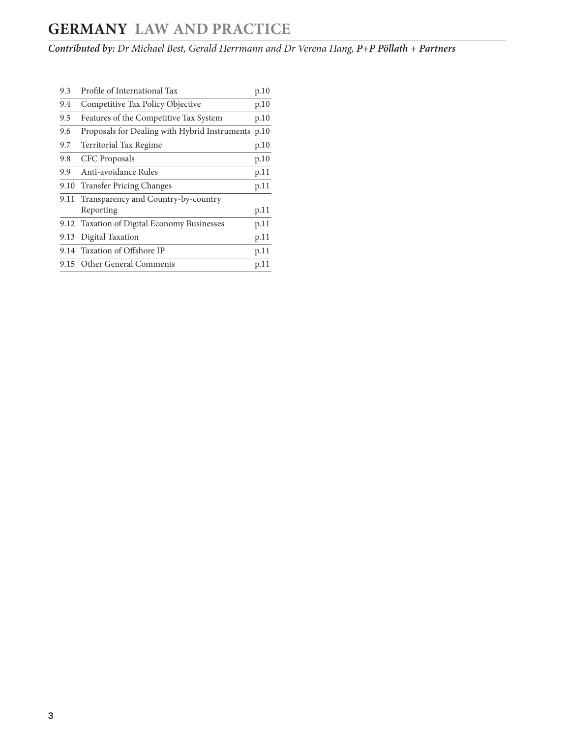| | | |
|---|---|---|
| 9.3 | Profile of International Tax | p.10 |
| 9.4 | Competitive Tax Policy Objective | p.10 |
| 9.5 | Features of the Competitive Tax System | p.10 |
| 9.6 | Proposals for Dealing with Hybrid Instruments | p.10 |
| 9.7 | Territorial Tax Regime | p.10 |
| 9.8 | CFC Proposals | p.10 |
| 9.9 | Anti-avoidance Rules | p.11 |
| 9.10 | Transfer Pricing Changes | p.11 |
| 9.11 | Transparency and Country-by-country Reporting | p.11 |
| 9.12 | Taxation of Digital Economy Businesses | p.11 |
| 9.13 | Digital Taxation | p.11 |
| 9.14 | Taxation of Offshore IP | p.11 |
| 9.15 | Other General Comments | p.11 |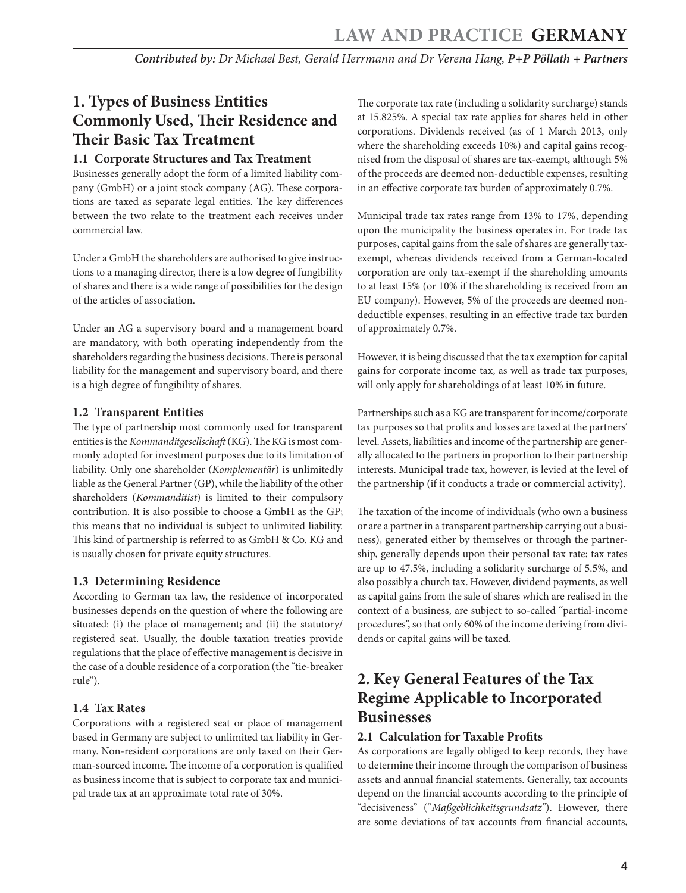*Contributed by: Dr Michael Best, Gerald Herrmann and Dr Verena Hang, **P+P Pöllath + Partners***

## 1. Types of Business Entities Commonly Used, Their Residence and Their Basic Tax Treatment

### 1.1 Corporate Structures and Tax Treatment

Businesses generally adopt the form of a limited liability company (GmbH) or a joint stock company (AG). These corporations are taxed as separate legal entities. The key differences between the two relate to the treatment each receives under commercial law.

Under a GmbH the shareholders are authorised to give instructions to a managing director, there is a low degree of fungibility of shares and there is a wide range of possibilities for the design of the articles of association.

Under an AG a supervisory board and a management board are mandatory, with both operating independently from the shareholders regarding the business decisions. There is personal liability for the management and supervisory board, and there is a high degree of fungibility of shares.

### 1.2 Transparent Entities

The type of partnership most commonly used for transparent entities is the *Kommanditgesellschaft* (KG). The KG is most commonly adopted for investment purposes due to its limitation of liability. Only one shareholder (*Komplementär*) is unlimitedly liable as the General Partner (GP), while the liability of the other shareholders (*Kommanditist*) is limited to their compulsory contribution. It is also possible to choose a GmbH as the GP; this means that no individual is subject to unlimited liability. This kind of partnership is referred to as GmbH & Co. KG and is usually chosen for private equity structures.

### 1.3 Determining Residence

According to German tax law, the residence of incorporated businesses depends on the question of where the following are situated: (i) the place of management; and (ii) the statutory/registered seat. Usually, the double taxation treaties provide regulations that the place of effective management is decisive in the case of a double residence of a corporation (the "tie-breaker rule").

### 1.4 Tax Rates

Corporations with a registered seat or place of management based in Germany are subject to unlimited tax liability in Germany. Non-resident corporations are only taxed on their German-sourced income. The income of a corporation is qualified as business income that is subject to corporate tax and municipal trade tax at an approximate total rate of 30%.

The corporate tax rate (including a solidarity surcharge) stands at 15.825%. A special tax rate applies for shares held in other corporations. Dividends received (as of 1 March 2013, only where the shareholding exceeds 10%) and capital gains recognised from the disposal of shares are tax-exempt, although 5% of the proceeds are deemed non-deductible expenses, resulting in an effective corporate tax burden of approximately 0.7%.

Municipal trade tax rates range from 13% to 17%, depending upon the municipality the business operates in. For trade tax purposes, capital gains from the sale of shares are generally tax-exempt, whereas dividends received from a German-located corporation are only tax-exempt if the shareholding amounts to at least 15% (or 10% if the shareholding is received from an EU company). However, 5% of the proceeds are deemed non-deductible expenses, resulting in an effective trade tax burden of approximately 0.7%.

However, it is being discussed that the tax exemption for capital gains for corporate income tax, as well as trade tax purposes, will only apply for shareholdings of at least 10% in future.

Partnerships such as a KG are transparent for income/corporate tax purposes so that profits and losses are taxed at the partners' level. Assets, liabilities and income of the partnership are generally allocated to the partners in proportion to their partnership interests. Municipal trade tax, however, is levied at the level of the partnership (if it conducts a trade or commercial activity).

The taxation of the income of individuals (who own a business or are a partner in a transparent partnership carrying out a business), generated either by themselves or through the partnership, generally depends upon their personal tax rate; tax rates are up to 47.5%, including a solidarity surcharge of 5.5%, and also possibly a church tax. However, dividend payments, as well as capital gains from the sale of shares which are realised in the context of a business, are subject to so-called "partial-income procedures", so that only 60% of the income deriving from dividends or capital gains will be taxed.

## 2. Key General Features of the Tax Regime Applicable to Incorporated Businesses

### 2.1 Calculation for Taxable Profits

As corporations are legally obliged to keep records, they have to determine their income through the comparison of business assets and annual financial statements. Generally, tax accounts depend on the financial accounts according to the principle of "decisiveness" ("*Maßgeblichkeitsgrundsatz*"). However, there are some deviations of tax accounts from financial accounts,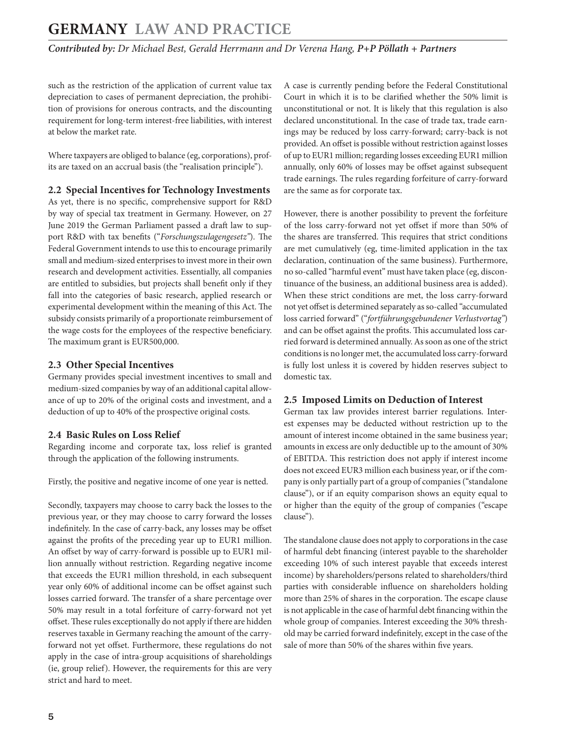such as the restriction of the application of current value tax depreciation to cases of permanent depreciation, the prohibition of provisions for onerous contracts, and the discounting requirement for long-term interest-free liabilities, with interest at below the market rate.

Where taxpayers are obliged to balance (eg, corporations), profits are taxed on an accrual basis (the "realisation principle").

### 2.2 Special Incentives for Technology Investments

As yet, there is no specific, comprehensive support for R&D by way of special tax treatment in Germany. However, on 27 June 2019 the German Parliament passed a draft law to support R&D with tax benefits ("*Forschungszulagengesetz*"). The Federal Government intends to use this to encourage primarily small and medium-sized enterprises to invest more in their own research and development activities. Essentially, all companies are entitled to subsidies, but projects shall benefit only if they fall into the categories of basic research, applied research or experimental development within the meaning of this Act. The subsidy consists primarily of a proportionate reimbursement of the wage costs for the employees of the respective beneficiary. The maximum grant is EUR500,000.

### 2.3 Other Special Incentives

Germany provides special investment incentives to small and medium-sized companies by way of an additional capital allowance of up to 20% of the original costs and investment, and a deduction of up to 40% of the prospective original costs.

### 2.4 Basic Rules on Loss Relief

Regarding income and corporate tax, loss relief is granted through the application of the following instruments.

Firstly, the positive and negative income of one year is netted.

Secondly, taxpayers may choose to carry back the losses to the previous year, or they may choose to carry forward the losses indefinitely. In the case of carry-back, any losses may be offset against the profits of the preceding year up to EUR1 million. An offset by way of carry-forward is possible up to EUR1 million annually without restriction. Regarding negative income that exceeds the EUR1 million threshold, in each subsequent year only 60% of additional income can be offset against such losses carried forward. The transfer of a share percentage over 50% may result in a total forfeiture of carry-forward not yet offset. These rules exceptionally do not apply if there are hidden reserves taxable in Germany reaching the amount of the carry-forward not yet offset. Furthermore, these regulations do not apply in the case of intra-group acquisitions of shareholdings (ie, group relief). However, the requirements for this are very strict and hard to meet.

A case is currently pending before the Federal Constitutional Court in which it is to be clarified whether the 50% limit is unconstitutional or not. It is likely that this regulation is also declared unconstitutional. In the case of trade tax, trade earnings may be reduced by loss carry-forward; carry-back is not provided. An offset is possible without restriction against losses of up to EUR1 million; regarding losses exceeding EUR1 million annually, only 60% of losses may be offset against subsequent trade earnings. The rules regarding forfeiture of carry-forward are the same as for corporate tax.

However, there is another possibility to prevent the forfeiture of the loss carry-forward not yet offset if more than 50% of the shares are transferred. This requires that strict conditions are met cumulatively (eg, time-limited application in the tax declaration, continuation of the same business). Furthermore, no so-called "harmful event" must have taken place (eg, discontinuance of the business, an additional business area is added). When these strict conditions are met, the loss carry-forward not yet offset is determined separately as so-called "accumulated loss carried forward" ("*fortführungsgebundener Verlustvortag*") and can be offset against the profits. This accumulated loss carried forward is determined annually. As soon as one of the strict conditions is no longer met, the accumulated loss carry-forward is fully lost unless it is covered by hidden reserves subject to domestic tax.

### 2.5 Imposed Limits on Deduction of Interest

German tax law provides interest barrier regulations. Interest expenses may be deducted without restriction up to the amount of interest income obtained in the same business year; amounts in excess are only deductible up to the amount of 30% of EBITDA. This restriction does not apply if interest income does not exceed EUR3 million each business year, or if the company is only partially part of a group of companies ("standalone clause"), or if an equity comparison shows an equity equal to or higher than the equity of the group of companies ("escape clause").

The standalone clause does not apply to corporations in the case of harmful debt financing (interest payable to the shareholder exceeding 10% of such interest payable that exceeds interest income) by shareholders/persons related to shareholders/third parties with considerable influence on shareholders holding more than 25% of shares in the corporation. The escape clause is not applicable in the case of harmful debt financing within the whole group of companies. Interest exceeding the 30% threshold may be carried forward indefinitely, except in the case of the sale of more than 50% of the shares within five years.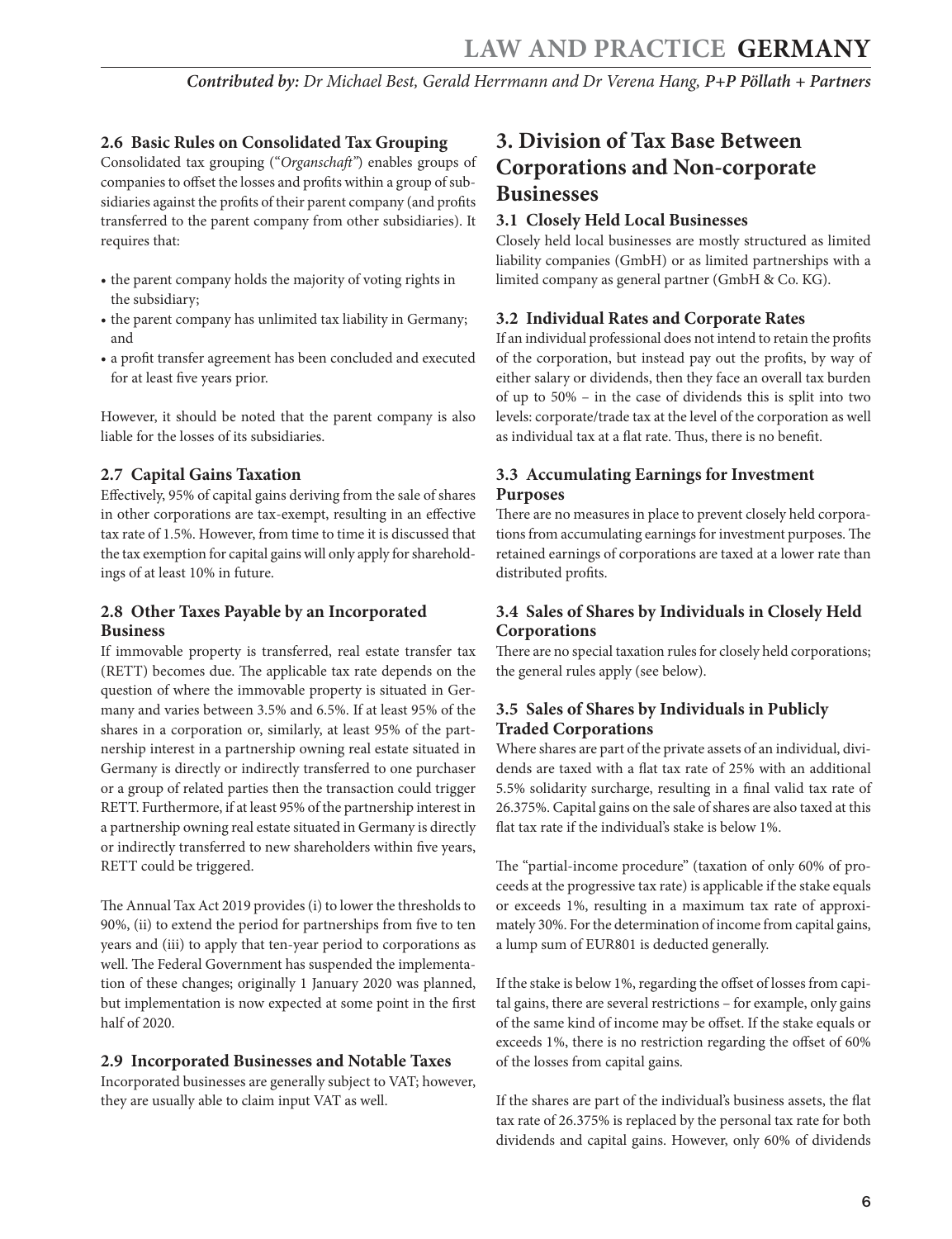### 2.6 Basic Rules on Consolidated Tax Grouping

Consolidated tax grouping ("*Organschaft*") enables groups of companies to offset the losses and profits within a group of subsidiaries against the profits of their parent company (and profits transferred to the parent company from other subsidiaries). It requires that:

- the parent company holds the majority of voting rights in the subsidiary;
- the parent company has unlimited tax liability in Germany; and
- a profit transfer agreement has been concluded and executed for at least five years prior.

However, it should be noted that the parent company is also liable for the losses of its subsidiaries.

### 2.7 Capital Gains Taxation

Effectively, 95% of capital gains deriving from the sale of shares in other corporations are tax-exempt, resulting in an effective tax rate of 1.5%. However, from time to time it is discussed that the tax exemption for capital gains will only apply for shareholdings of at least 10% in future.

### 2.8 Other Taxes Payable by an Incorporated Business

If immovable property is transferred, real estate transfer tax (RETT) becomes due. The applicable tax rate depends on the question of where the immovable property is situated in Germany and varies between 3.5% and 6.5%. If at least 95% of the shares in a corporation or, similarly, at least 95% of the partnership interest in a partnership owning real estate situated in Germany is directly or indirectly transferred to one purchaser or a group of related parties then the transaction could trigger RETT. Furthermore, if at least 95% of the partnership interest in a partnership owning real estate situated in Germany is directly or indirectly transferred to new shareholders within five years, RETT could be triggered.

The Annual Tax Act 2019 provides (i) to lower the thresholds to 90%, (ii) to extend the period for partnerships from five to ten years and (iii) to apply that ten-year period to corporations as well. The Federal Government has suspended the implementation of these changes; originally 1 January 2020 was planned, but implementation is now expected at some point in the first half of 2020.

### 2.9 Incorporated Businesses and Notable Taxes

Incorporated businesses are generally subject to VAT; however, they are usually able to claim input VAT as well.

## 3. Division of Tax Base Between Corporations and Non-corporate Businesses

### 3.1 Closely Held Local Businesses

Closely held local businesses are mostly structured as limited liability companies (GmbH) or as limited partnerships with a limited company as general partner (GmbH & Co. KG).

### 3.2 Individual Rates and Corporate Rates

If an individual professional does not intend to retain the profits of the corporation, but instead pay out the profits, by way of either salary or dividends, then they face an overall tax burden of up to 50% – in the case of dividends this is split into two levels: corporate/trade tax at the level of the corporation as well as individual tax at a flat rate. Thus, there is no benefit.

### 3.3 Accumulating Earnings for Investment Purposes

There are no measures in place to prevent closely held corporations from accumulating earnings for investment purposes. The retained earnings of corporations are taxed at a lower rate than distributed profits.

### 3.4 Sales of Shares by Individuals in Closely Held Corporations

There are no special taxation rules for closely held corporations; the general rules apply (see below).

### 3.5 Sales of Shares by Individuals in Publicly Traded Corporations

Where shares are part of the private assets of an individual, dividends are taxed with a flat tax rate of 25% with an additional 5.5% solidarity surcharge, resulting in a final valid tax rate of 26.375%. Capital gains on the sale of shares are also taxed at this flat tax rate if the individual's stake is below 1%.

The "partial-income procedure" (taxation of only 60% of proceeds at the progressive tax rate) is applicable if the stake equals or exceeds 1%, resulting in a maximum tax rate of approximately 30%. For the determination of income from capital gains, a lump sum of EUR801 is deducted generally.

If the stake is below 1%, regarding the offset of losses from capital gains, there are several restrictions – for example, only gains of the same kind of income may be offset. If the stake equals or exceeds 1%, there is no restriction regarding the offset of 60% of the losses from capital gains.

If the shares are part of the individual's business assets, the flat tax rate of 26.375% is replaced by the personal tax rate for both dividends and capital gains. However, only 60% of dividends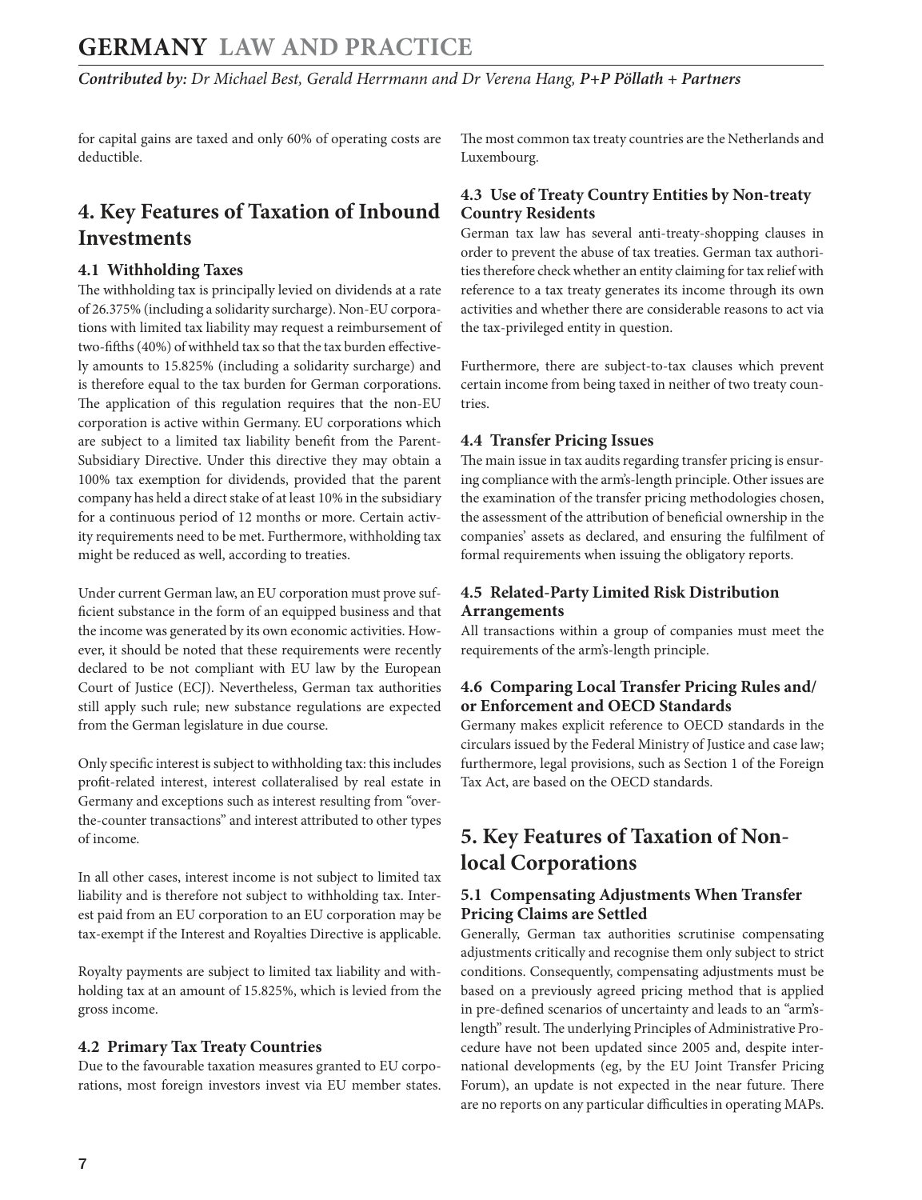for capital gains are taxed and only 60% of operating costs are deductible.

## 4. Key Features of Taxation of Inbound Investments

### 4.1 Withholding Taxes

The withholding tax is principally levied on dividends at a rate of 26.375% (including a solidarity surcharge). Non-EU corporations with limited tax liability may request a reimbursement of two-fifths (40%) of withheld tax so that the tax burden effectively amounts to 15.825% (including a solidarity surcharge) and is therefore equal to the tax burden for German corporations. The application of this regulation requires that the non-EU corporation is active within Germany. EU corporations which are subject to a limited tax liability benefit from the Parent-Subsidiary Directive. Under this directive they may obtain a 100% tax exemption for dividends, provided that the parent company has held a direct stake of at least 10% in the subsidiary for a continuous period of 12 months or more. Certain activity requirements need to be met. Furthermore, withholding tax might be reduced as well, according to treaties.

Under current German law, an EU corporation must prove sufficient substance in the form of an equipped business and that the income was generated by its own economic activities. However, it should be noted that these requirements were recently declared to be not compliant with EU law by the European Court of Justice (ECJ). Nevertheless, German tax authorities still apply such rule; new substance regulations are expected from the German legislature in due course.

Only specific interest is subject to withholding tax: this includes profit-related interest, interest collateralised by real estate in Germany and exceptions such as interest resulting from "over-the-counter transactions" and interest attributed to other types of income.

In all other cases, interest income is not subject to limited tax liability and is therefore not subject to withholding tax. Interest paid from an EU corporation to an EU corporation may be tax-exempt if the Interest and Royalties Directive is applicable.

Royalty payments are subject to limited tax liability and withholding tax at an amount of 15.825%, which is levied from the gross income.

### 4.2 Primary Tax Treaty Countries

Due to the favourable taxation measures granted to EU corporations, most foreign investors invest via EU member states. The most common tax treaty countries are the Netherlands and Luxembourg.

### 4.3 Use of Treaty Country Entities by Non-treaty Country Residents

German tax law has several anti-treaty-shopping clauses in order to prevent the abuse of tax treaties. German tax authorities therefore check whether an entity claiming for tax relief with reference to a tax treaty generates its income through its own activities and whether there are considerable reasons to act via the tax-privileged entity in question.

Furthermore, there are subject-to-tax clauses which prevent certain income from being taxed in neither of two treaty countries.

### 4.4 Transfer Pricing Issues

The main issue in tax audits regarding transfer pricing is ensuring compliance with the arm's-length principle. Other issues are the examination of the transfer pricing methodologies chosen, the assessment of the attribution of beneficial ownership in the companies' assets as declared, and ensuring the fulfilment of formal requirements when issuing the obligatory reports.

### 4.5 Related-Party Limited Risk Distribution Arrangements

All transactions within a group of companies must meet the requirements of the arm's-length principle.

### 4.6 Comparing Local Transfer Pricing Rules and/or Enforcement and OECD Standards

Germany makes explicit reference to OECD standards in the circulars issued by the Federal Ministry of Justice and case law; furthermore, legal provisions, such as Section 1 of the Foreign Tax Act, are based on the OECD standards.

## 5. Key Features of Taxation of Non-local Corporations

### 5.1 Compensating Adjustments When Transfer Pricing Claims are Settled

Generally, German tax authorities scrutinise compensating adjustments critically and recognise them only subject to strict conditions. Consequently, compensating adjustments must be based on a previously agreed pricing method that is applied in pre-defined scenarios of uncertainty and leads to an "arm's-length" result. The underlying Principles of Administrative Procedure have not been updated since 2005 and, despite international developments (eg, by the EU Joint Transfer Pricing Forum), an update is not expected in the near future. There are no reports on any particular difficulties in operating MAPs.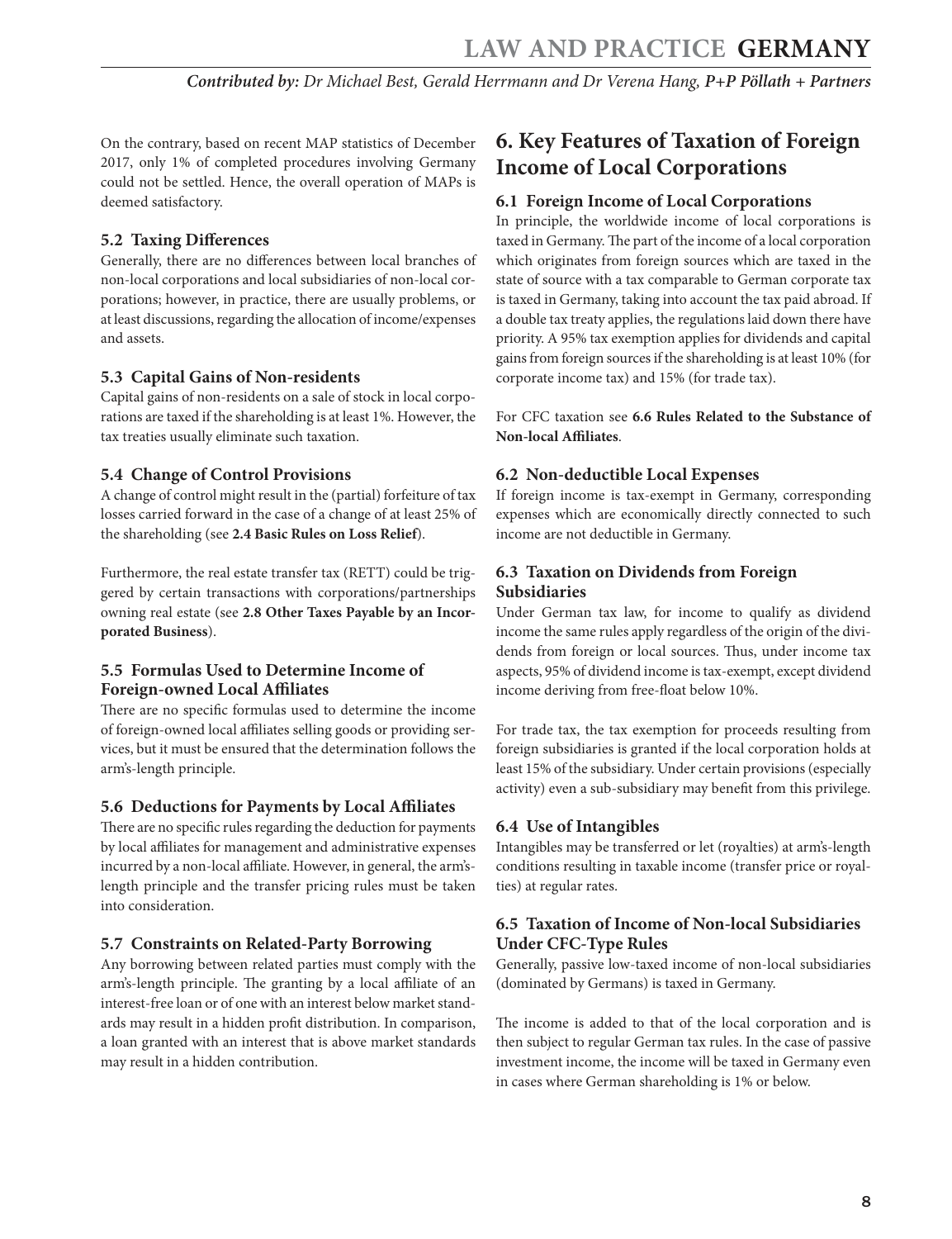On the contrary, based on recent MAP statistics of December 2017, only 1% of completed procedures involving Germany could not be settled. Hence, the overall operation of MAPs is deemed satisfactory.

### 5.2 Taxing Differences

Generally, there are no differences between local branches of non-local corporations and local subsidiaries of non-local corporations; however, in practice, there are usually problems, or at least discussions, regarding the allocation of income/expenses and assets.

### 5.3 Capital Gains of Non-residents

Capital gains of non-residents on a sale of stock in local corporations are taxed if the shareholding is at least 1%. However, the tax treaties usually eliminate such taxation.

### 5.4 Change of Control Provisions

A change of control might result in the (partial) forfeiture of tax losses carried forward in the case of a change of at least 25% of the shareholding (see **2.4 Basic Rules on Loss Relief**).

Furthermore, the real estate transfer tax (RETT) could be triggered by certain transactions with corporations/partnerships owning real estate (see **2.8 Other Taxes Payable by an Incorporated Business**).

### 5.5 Formulas Used to Determine Income of Foreign-owned Local Affiliates

There are no specific formulas used to determine the income of foreign-owned local affiliates selling goods or providing services, but it must be ensured that the determination follows the arm's-length principle.

### 5.6 Deductions for Payments by Local Affiliates

There are no specific rules regarding the deduction for payments by local affiliates for management and administrative expenses incurred by a non-local affiliate. However, in general, the arm's-length principle and the transfer pricing rules must be taken into consideration.

### 5.7 Constraints on Related-Party Borrowing

Any borrowing between related parties must comply with the arm's-length principle. The granting by a local affiliate of an interest-free loan or of one with an interest below market standards may result in a hidden profit distribution. In comparison, a loan granted with an interest that is above market standards may result in a hidden contribution.

## 6. Key Features of Taxation of Foreign Income of Local Corporations

### 6.1 Foreign Income of Local Corporations

In principle, the worldwide income of local corporations is taxed in Germany. The part of the income of a local corporation which originates from foreign sources which are taxed in the state of source with a tax comparable to German corporate tax is taxed in Germany, taking into account the tax paid abroad. If a double tax treaty applies, the regulations laid down there have priority. A 95% tax exemption applies for dividends and capital gains from foreign sources if the shareholding is at least 10% (for corporate income tax) and 15% (for trade tax).

For CFC taxation see **6.6 Rules Related to the Substance of Non-local Affiliates**.

### 6.2 Non-deductible Local Expenses

If foreign income is tax-exempt in Germany, corresponding expenses which are economically directly connected to such income are not deductible in Germany.

### 6.3 Taxation on Dividends from Foreign Subsidiaries

Under German tax law, for income to qualify as dividend income the same rules apply regardless of the origin of the dividends from foreign or local sources. Thus, under income tax aspects, 95% of dividend income is tax-exempt, except dividend income deriving from free-float below 10%.

For trade tax, the tax exemption for proceeds resulting from foreign subsidiaries is granted if the local corporation holds at least 15% of the subsidiary. Under certain provisions (especially activity) even a sub-subsidiary may benefit from this privilege.

### 6.4 Use of Intangibles

Intangibles may be transferred or let (royalties) at arm's-length conditions resulting in taxable income (transfer price or royalties) at regular rates.

### 6.5 Taxation of Income of Non-local Subsidiaries Under CFC-Type Rules

Generally, passive low-taxed income of non-local subsidiaries (dominated by Germans) is taxed in Germany.

The income is added to that of the local corporation and is then subject to regular German tax rules. In the case of passive investment income, the income will be taxed in Germany even in cases where German shareholding is 1% or below.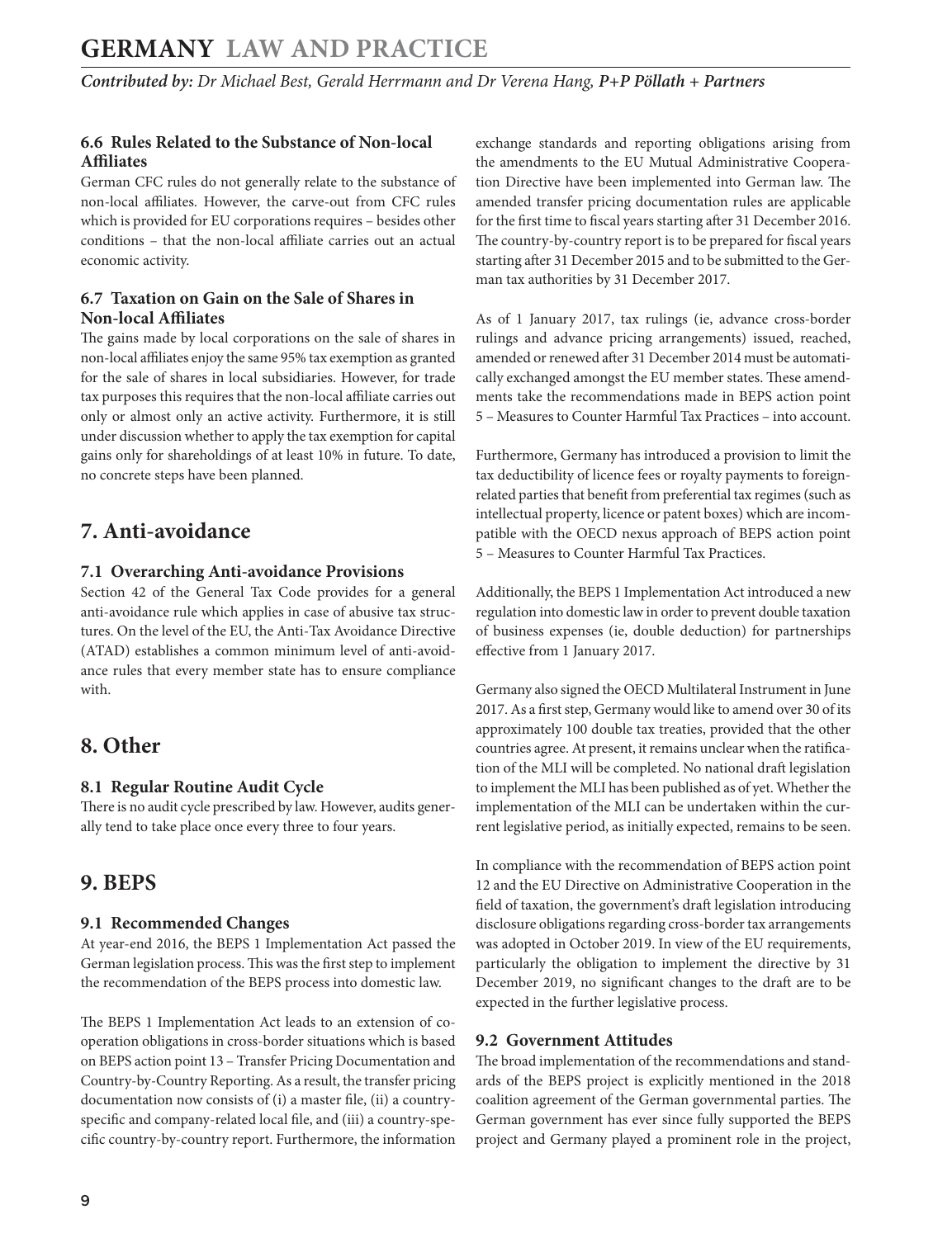### 6.6 Rules Related to the Substance of Non-local Affiliates

German CFC rules do not generally relate to the substance of non-local affiliates. However, the carve-out from CFC rules which is provided for EU corporations requires – besides other conditions – that the non-local affiliate carries out an actual economic activity.

### 6.7 Taxation on Gain on the Sale of Shares in Non-local Affiliates

The gains made by local corporations on the sale of shares in non-local affiliates enjoy the same 95% tax exemption as granted for the sale of shares in local subsidiaries. However, for trade tax purposes this requires that the non-local affiliate carries out only or almost only an active activity. Furthermore, it is still under discussion whether to apply the tax exemption for capital gains only for shareholdings of at least 10% in future. To date, no concrete steps have been planned.

## 7. Anti-avoidance

### 7.1 Overarching Anti-avoidance Provisions

Section 42 of the General Tax Code provides for a general anti-avoidance rule which applies in case of abusive tax structures. On the level of the EU, the Anti-Tax Avoidance Directive (ATAD) establishes a common minimum level of anti-avoidance rules that every member state has to ensure compliance with.

## 8. Other

### 8.1 Regular Routine Audit Cycle

There is no audit cycle prescribed by law. However, audits generally tend to take place once every three to four years.

## 9. BEPS

### 9.1 Recommended Changes

At year-end 2016, the BEPS 1 Implementation Act passed the German legislation process. This was the first step to implement the recommendation of the BEPS process into domestic law.

The BEPS 1 Implementation Act leads to an extension of co-operation obligations in cross-border situations which is based on BEPS action point 13 – Transfer Pricing Documentation and Country-by-Country Reporting. As a result, the transfer pricing documentation now consists of (i) a master file, (ii) a country-specific and company-related local file, and (iii) a country-specific country-by-country report. Furthermore, the information exchange standards and reporting obligations arising from the amendments to the EU Mutual Administrative Cooperation Directive have been implemented into German law. The amended transfer pricing documentation rules are applicable for the first time to fiscal years starting after 31 December 2016. The country-by-country report is to be prepared for fiscal years starting after 31 December 2015 and to be submitted to the German tax authorities by 31 December 2017.

As of 1 January 2017, tax rulings (ie, advance cross-border rulings and advance pricing arrangements) issued, reached, amended or renewed after 31 December 2014 must be automatically exchanged amongst the EU member states. These amendments take the recommendations made in BEPS action point 5 – Measures to Counter Harmful Tax Practices – into account.

Furthermore, Germany has introduced a provision to limit the tax deductibility of licence fees or royalty payments to foreign-related parties that benefit from preferential tax regimes (such as intellectual property, licence or patent boxes) which are incompatible with the OECD nexus approach of BEPS action point 5 – Measures to Counter Harmful Tax Practices.

Additionally, the BEPS 1 Implementation Act introduced a new regulation into domestic law in order to prevent double taxation of business expenses (ie, double deduction) for partnerships effective from 1 January 2017.

Germany also signed the OECD Multilateral Instrument in June 2017. As a first step, Germany would like to amend over 30 of its approximately 100 double tax treaties, provided that the other countries agree. At present, it remains unclear when the ratification of the MLI will be completed. No national draft legislation to implement the MLI has been published as of yet. Whether the implementation of the MLI can be undertaken within the current legislative period, as initially expected, remains to be seen.

In compliance with the recommendation of BEPS action point 12 and the EU Directive on Administrative Cooperation in the field of taxation, the government's draft legislation introducing disclosure obligations regarding cross-border tax arrangements was adopted in October 2019. In view of the EU requirements, particularly the obligation to implement the directive by 31 December 2019, no significant changes to the draft are to be expected in the further legislative process.

### 9.2 Government Attitudes

The broad implementation of the recommendations and standards of the BEPS project is explicitly mentioned in the 2018 coalition agreement of the German governmental parties. The German government has ever since fully supported the BEPS project and Germany played a prominent role in the project,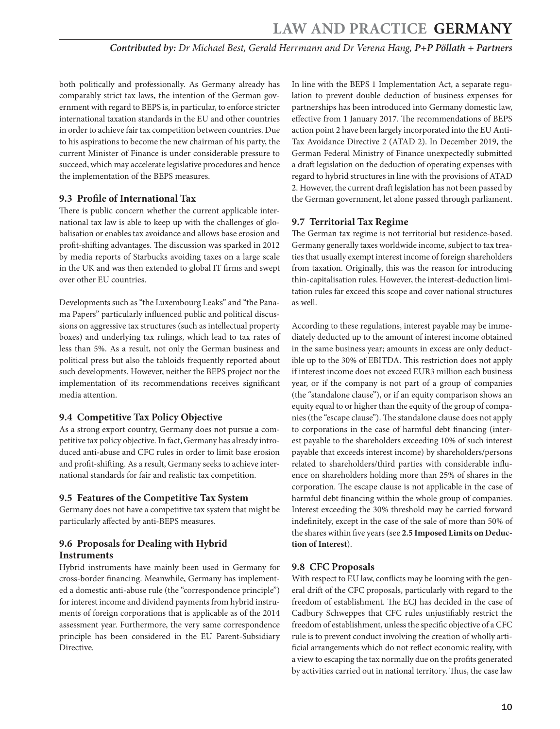both politically and professionally. As Germany already has comparably strict tax laws, the intention of the German government with regard to BEPS is, in particular, to enforce stricter international taxation standards in the EU and other countries in order to achieve fair tax competition between countries. Due to his aspirations to become the new chairman of his party, the current Minister of Finance is under considerable pressure to succeed, which may accelerate legislative procedures and hence the implementation of the BEPS measures.

### 9.3 Profile of International Tax

There is public concern whether the current applicable international tax law is able to keep up with the challenges of globalisation or enables tax avoidance and allows base erosion and profit-shifting advantages. The discussion was sparked in 2012 by media reports of Starbucks avoiding taxes on a large scale in the UK and was then extended to global IT firms and swept over other EU countries.

Developments such as "the Luxembourg Leaks" and "the Panama Papers" particularly influenced public and political discussions on aggressive tax structures (such as intellectual property boxes) and underlying tax rulings, which lead to tax rates of less than 5%. As a result, not only the German business and political press but also the tabloids frequently reported about such developments. However, neither the BEPS project nor the implementation of its recommendations receives significant media attention.

### 9.4 Competitive Tax Policy Objective

As a strong export country, Germany does not pursue a competitive tax policy objective. In fact, Germany has already introduced anti-abuse and CFC rules in order to limit base erosion and profit-shifting. As a result, Germany seeks to achieve international standards for fair and realistic tax competition.

### 9.5 Features of the Competitive Tax System

Germany does not have a competitive tax system that might be particularly affected by anti-BEPS measures.

### 9.6 Proposals for Dealing with Hybrid Instruments

Hybrid instruments have mainly been used in Germany for cross-border financing. Meanwhile, Germany has implemented a domestic anti-abuse rule (the "correspondence principle") for interest income and dividend payments from hybrid instruments of foreign corporations that is applicable as of the 2014 assessment year. Furthermore, the very same correspondence principle has been considered in the EU Parent-Subsidiary Directive.

In line with the BEPS 1 Implementation Act, a separate regulation to prevent double deduction of business expenses for partnerships has been introduced into Germany domestic law, effective from 1 January 2017. The recommendations of BEPS action point 2 have been largely incorporated into the EU Anti-Tax Avoidance Directive 2 (ATAD 2). In December 2019, the German Federal Ministry of Finance unexpectedly submitted a draft legislation on the deduction of operating expenses with regard to hybrid structures in line with the provisions of ATAD 2. However, the current draft legislation has not been passed by the German government, let alone passed through parliament.

### 9.7 Territorial Tax Regime

The German tax regime is not territorial but residence-based. Germany generally taxes worldwide income, subject to tax treaties that usually exempt interest income of foreign shareholders from taxation. Originally, this was the reason for introducing thin-capitalisation rules. However, the interest-deduction limitation rules far exceed this scope and cover national structures as well.

According to these regulations, interest payable may be immediately deducted up to the amount of interest income obtained in the same business year; amounts in excess are only deductible up to the 30% of EBITDA. This restriction does not apply if interest income does not exceed EUR3 million each business year, or if the company is not part of a group of companies (the "standalone clause"), or if an equity comparison shows an equity equal to or higher than the equity of the group of companies (the "escape clause"). The standalone clause does not apply to corporations in the case of harmful debt financing (interest payable to the shareholders exceeding 10% of such interest payable that exceeds interest income) by shareholders/persons related to shareholders/third parties with considerable influence on shareholders holding more than 25% of shares in the corporation. The escape clause is not applicable in the case of harmful debt financing within the whole group of companies. Interest exceeding the 30% threshold may be carried forward indefinitely, except in the case of the sale of more than 50% of the shares within five years (see **2.5 Imposed Limits on Deduction of Interest**).

### 9.8 CFC Proposals

With respect to EU law, conflicts may be looming with the general drift of the CFC proposals, particularly with regard to the freedom of establishment. The ECJ has decided in the case of Cadbury Schweppes that CFC rules unjustifiably restrict the freedom of establishment, unless the specific objective of a CFC rule is to prevent conduct involving the creation of wholly artificial arrangements which do not reflect economic reality, with a view to escaping the tax normally due on the profits generated by activities carried out in national territory. Thus, the case law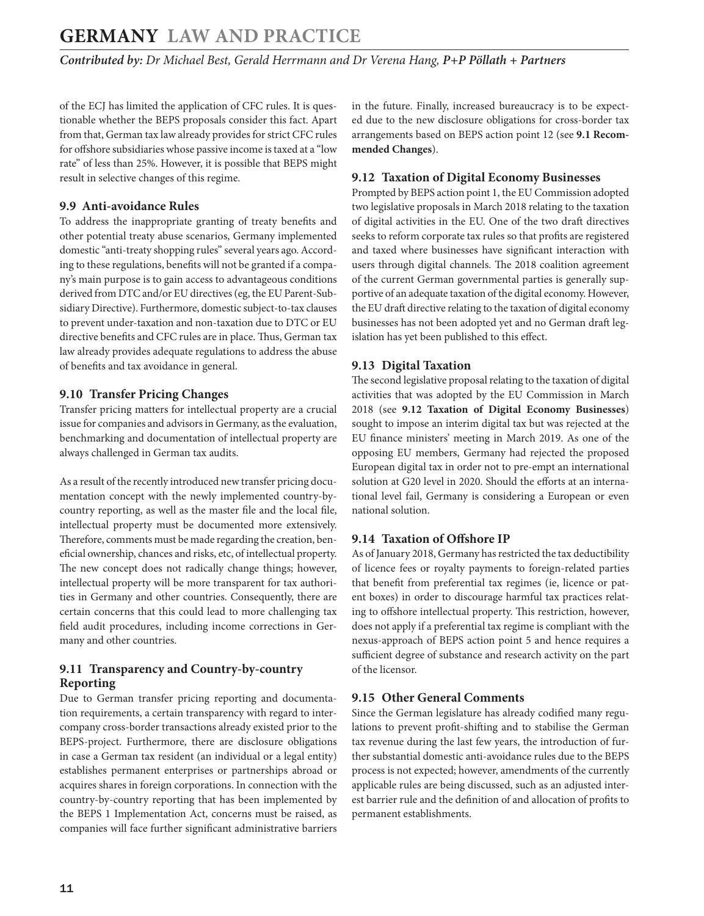of the ECJ has limited the application of CFC rules. It is questionable whether the BEPS proposals consider this fact. Apart from that, German tax law already provides for strict CFC rules for offshore subsidiaries whose passive income is taxed at a "low rate" of less than 25%. However, it is possible that BEPS might result in selective changes of this regime.

### 9.9 Anti-avoidance Rules

To address the inappropriate granting of treaty benefits and other potential treaty abuse scenarios, Germany implemented domestic "anti-treaty shopping rules" several years ago. According to these regulations, benefits will not be granted if a company's main purpose is to gain access to advantageous conditions derived from DTC and/or EU directives (eg, the EU Parent-Subsidiary Directive). Furthermore, domestic subject-to-tax clauses to prevent under-taxation and non-taxation due to DTC or EU directive benefits and CFC rules are in place. Thus, German tax law already provides adequate regulations to address the abuse of benefits and tax avoidance in general.

### 9.10 Transfer Pricing Changes

Transfer pricing matters for intellectual property are a crucial issue for companies and advisors in Germany, as the evaluation, benchmarking and documentation of intellectual property are always challenged in German tax audits.

As a result of the recently introduced new transfer pricing documentation concept with the newly implemented country-by-country reporting, as well as the master file and the local file, intellectual property must be documented more extensively. Therefore, comments must be made regarding the creation, beneficial ownership, chances and risks, etc, of intellectual property. The new concept does not radically change things; however, intellectual property will be more transparent for tax authorities in Germany and other countries. Consequently, there are certain concerns that this could lead to more challenging tax field audit procedures, including income corrections in Germany and other countries.

### 9.11 Transparency and Country-by-country Reporting

Due to German transfer pricing reporting and documentation requirements, a certain transparency with regard to intercompany cross-border transactions already existed prior to the BEPS-project. Furthermore, there are disclosure obligations in case a German tax resident (an individual or a legal entity) establishes permanent enterprises or partnerships abroad or acquires shares in foreign corporations. In connection with the country-by-country reporting that has been implemented by the BEPS 1 Implementation Act, concerns must be raised, as companies will face further significant administrative barriers in the future. Finally, increased bureaucracy is to be expected due to the new disclosure obligations for cross-border tax arrangements based on BEPS action point 12 (see **9.1 Recommended Changes**).

### 9.12 Taxation of Digital Economy Businesses

Prompted by BEPS action point 1, the EU Commission adopted two legislative proposals in March 2018 relating to the taxation of digital activities in the EU. One of the two draft directives seeks to reform corporate tax rules so that profits are registered and taxed where businesses have significant interaction with users through digital channels. The 2018 coalition agreement of the current German governmental parties is generally supportive of an adequate taxation of the digital economy. However, the EU draft directive relating to the taxation of digital economy businesses has not been adopted yet and no German draft legislation has yet been published to this effect.

### 9.13 Digital Taxation

The second legislative proposal relating to the taxation of digital activities that was adopted by the EU Commission in March 2018 (see **9.12 Taxation of Digital Economy Businesses**) sought to impose an interim digital tax but was rejected at the EU finance ministers' meeting in March 2019. As one of the opposing EU members, Germany had rejected the proposed European digital tax in order not to pre-empt an international solution at G20 level in 2020. Should the efforts at an international level fail, Germany is considering a European or even national solution.

### 9.14 Taxation of Offshore IP

As of January 2018, Germany has restricted the tax deductibility of licence fees or royalty payments to foreign-related parties that benefit from preferential tax regimes (ie, licence or patent boxes) in order to discourage harmful tax practices relating to offshore intellectual property. This restriction, however, does not apply if a preferential tax regime is compliant with the nexus-approach of BEPS action point 5 and hence requires a sufficient degree of substance and research activity on the part of the licensor.

### 9.15 Other General Comments

Since the German legislature has already codified many regulations to prevent profit-shifting and to stabilise the German tax revenue during the last few years, the introduction of further substantial domestic anti-avoidance rules due to the BEPS process is not expected; however, amendments of the currently applicable rules are being discussed, such as an adjusted interest barrier rule and the definition of and allocation of profits to permanent establishments.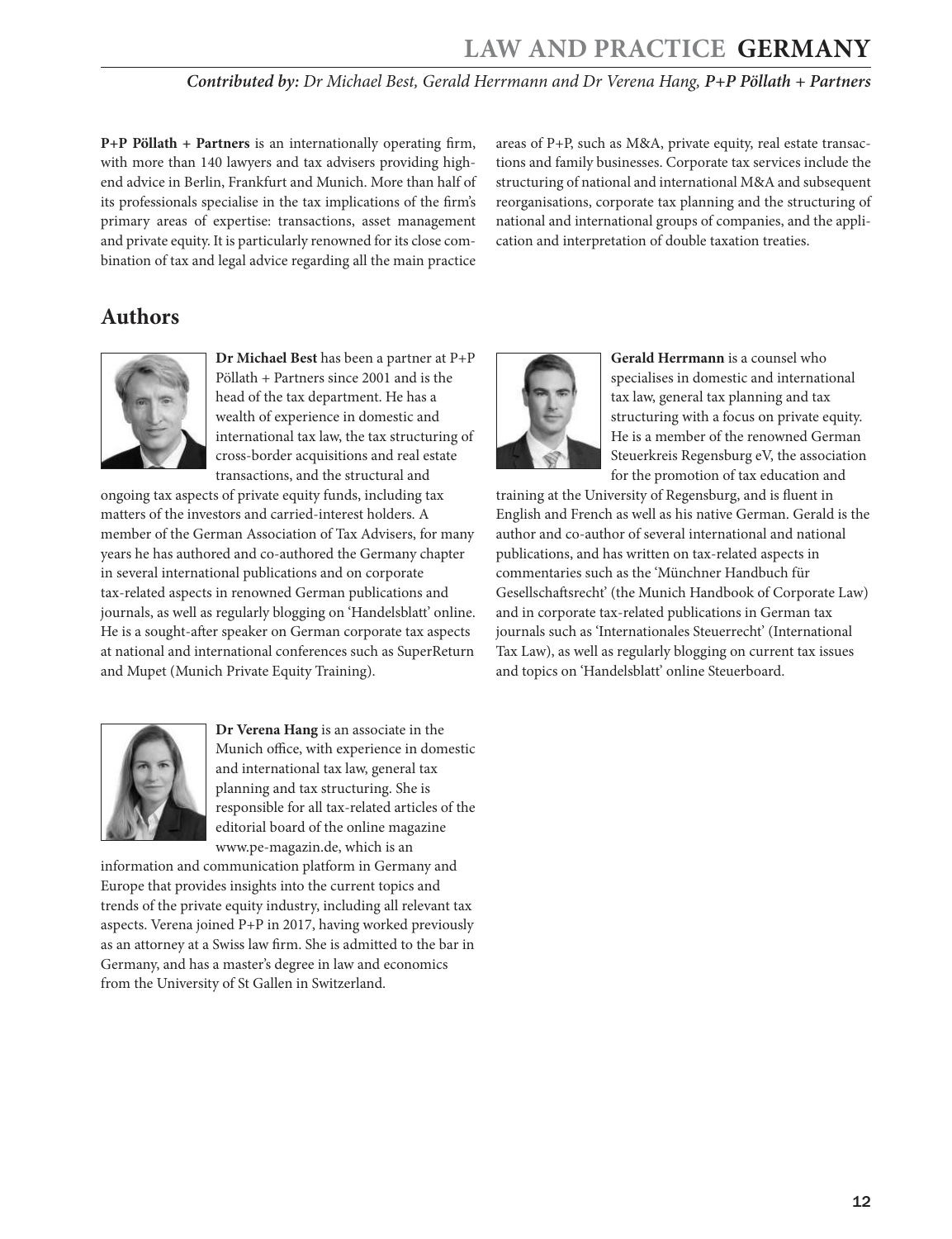**P+P Pöllath + Partners** is an internationally operating firm, with more than 140 lawyers and tax advisers providing high-end advice in Berlin, Frankfurt and Munich. More than half of its professionals specialise in the tax implications of the firm's primary areas of expertise: transactions, asset management and private equity. It is particularly renowned for its close combination of tax and legal advice regarding all the main practice areas of P+P, such as M&A, private equity, real estate transactions and family businesses. Corporate tax services include the structuring of national and international M&A and subsequent reorganisations, corporate tax planning and the structuring of national and international groups of companies, and the application and interpretation of double taxation treaties.

## Authors

**Dr Michael Best** has been a partner at P+P Pöllath + Partners since 2001 and is the head of the tax department. He has a wealth of experience in domestic and international tax law, the tax structuring of cross-border acquisitions and real estate transactions, and the structural and ongoing tax aspects of private equity funds, including tax matters of the investors and carried-interest holders. A member of the German Association of Tax Advisers, for many years he has authored and co-authored the Germany chapter in several international publications and on corporate tax-related aspects in renowned German publications and journals, as well as regularly blogging on 'Handelsblatt' online. He is a sought-after speaker on German corporate tax aspects at national and international conferences such as SuperReturn and Mupet (Munich Private Equity Training).

**Gerald Herrmann** is a counsel who specialises in domestic and international tax law, general tax planning and tax structuring with a focus on private equity. He is a member of the renowned German Steuerkreis Regensburg eV, the association for the promotion of tax education and training at the University of Regensburg, and is fluent in English and French as well as his native German. Gerald is the author and co-author of several international and national publications, and has written on tax-related aspects in commentaries such as the 'Münchner Handbuch für Gesellschaftsrecht' (the Munich Handbook of Corporate Law) and in corporate tax-related publications in German tax journals such as 'Internationales Steuerrecht' (International Tax Law), as well as regularly blogging on current tax issues and topics on 'Handelsblatt' online Steuerboard.

**Dr Verena Hang** is an associate in the Munich office, with experience in domestic and international tax law, general tax planning and tax structuring. She is responsible for all tax-related articles of the editorial board of the online magazine www.pe-magazin.de, which is an information and communication platform in Germany and Europe that provides insights into the current topics and trends of the private equity industry, including all relevant tax aspects. Verena joined P+P in 2017, having worked previously as an attorney at a Swiss law firm. She is admitted to the bar in Germany, and has a master's degree in law and economics from the University of St Gallen in Switzerland.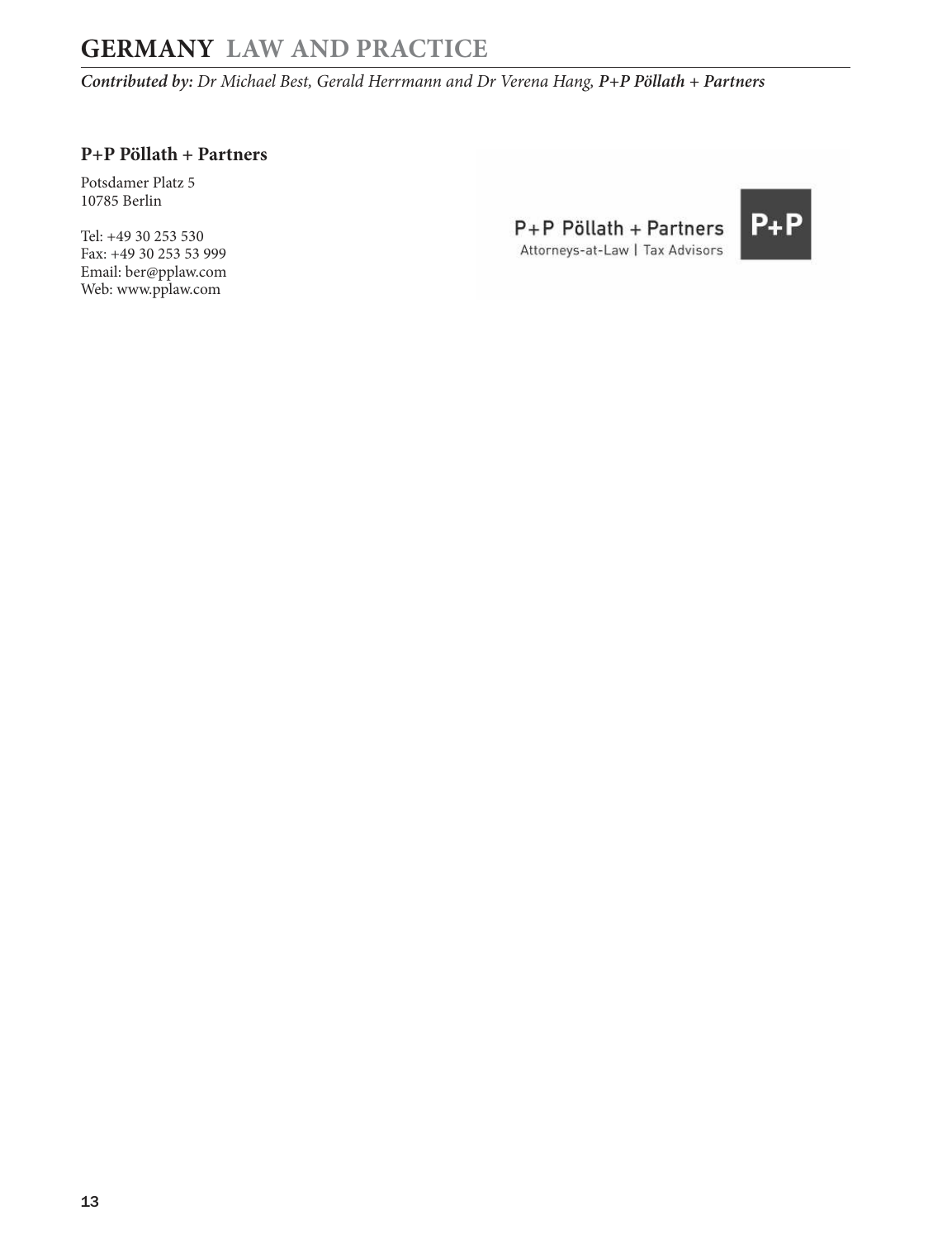**P+P Pöllath + Partners**

Potsdamer Platz 5
10785 Berlin

Tel: +49 30 253 530
Fax: +49 30 253 53 999
Email: ber@pplaw.com
Web: www.pplaw.com